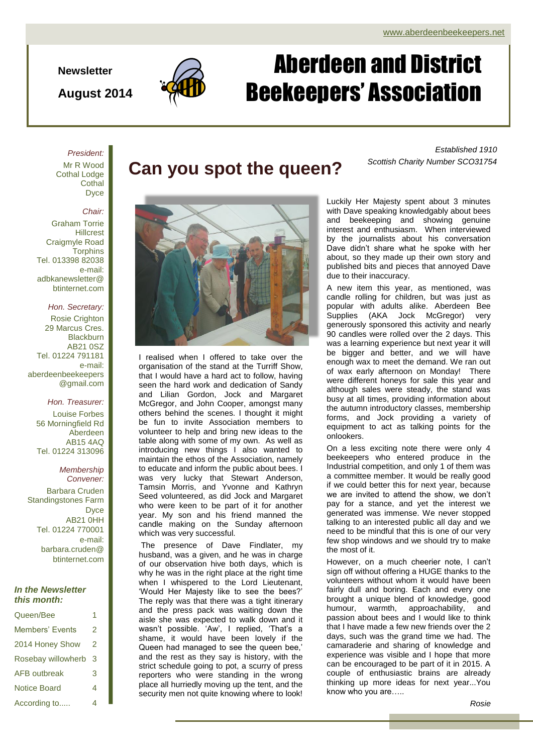www.aberdeenbeekeepers.net

**Newsletter**

**August 2014**

# Aberdeen and District Beekeepers' Association

*Established 1910*
*Scottish Charity Number SCO31754*

*President:*
Mr R Wood
Cothal Lodge
Cothal
Dyce

*Chair:*
Graham Torrie
Hillcrest
Craigmyle Road
Torphins
Tel. 013398 82038
e-mail:
adbkanewsletter@btinternet.com

*Hon. Secretary:*
Rosie Crighton
29 Marcus Cres.
Blackburn
AB21 0SZ
Tel. 01224 791181
e-mail:
aberdeenbeekeepers@gmail.com

*Hon. Treasurer:*
Louise Forbes
56 Morningfield Rd
Aberdeen
AB15 4AQ
Tel. 01224 313096

*Membership Convener:*
Barbara Cruden
Standingstones Farm
Dyce
AB21 0HH
Tel. 01224 770001
e-mail:
barbara.cruden@btinternet.com

***In the Newsletter this month:***

| | |
|---|---|
| Queen/Bee | 1 |
| Members' Events | 2 |
| 2014 Honey Show | 2 |
| Rosebay willowherb | 3 |
| AFB outbreak | 3 |
| Notice Board | 4 |
| According to..... | 4 |

## Can you spot the queen?

I realised when I offered to take over the organisation of the stand at the Turriff Show, that I would have a hard act to follow, having seen the hard work and dedication of Sandy and Lilian Gordon, Jock and Margaret McGregor, and John Cooper, amongst many others behind the scenes. I thought it might be fun to invite Association members to volunteer to help and bring new ideas to the table along with some of my own. As well as introducing new things I also wanted to maintain the ethos of the Association, namely to educate and inform the public about bees. I was very lucky that Stewart Anderson, Tamsin Morris, and Yvonne and Kathryn Seed volunteered, as did Jock and Margaret who were keen to be part of it for another year. My son and his friend manned the candle making on the Sunday afternoon which was very successful.

The presence of Dave Findlater, my husband, was a given, and he was in charge of our observation hive both days, which is why he was in the right place at the right time when I whispered to the Lord Lieutenant, 'Would Her Majesty like to see the bees?' The reply was that there was a tight itinerary and the press pack was waiting down the aisle she was expected to walk down and it wasn't possible. 'Aw', I replied, 'That's a shame, it would have been lovely if the Queen had managed to see the queen bee,' and the rest as they say is history, with the strict schedule going to pot, a scurry of press reporters who were standing in the wrong place all hurriedly moving up the tent, and the security men not quite knowing where to look!

Luckily Her Majesty spent about 3 minutes with Dave speaking knowledgably about bees and beekeeping and showing genuine interest and enthusiasm. When interviewed by the journalists about his conversation Dave didn't share what he spoke with her about, so they made up their own story and published bits and pieces that annoyed Dave due to their inaccuracy.

A new item this year, as mentioned, was candle rolling for children, but was just as popular with adults alike. Aberdeen Bee Supplies (AKA Jock McGregor) very generously sponsored this activity and nearly 90 candles were rolled over the 2 days. This was a learning experience but next year it will be bigger and better, and we will have enough wax to meet the demand. We ran out of wax early afternoon on Monday! There were different honeys for sale this year and although sales were steady, the stand was busy at all times, providing information about the autumn introductory classes, membership forms, and Jock providing a variety of equipment to act as talking points for the onlookers.

On a less exciting note there were only 4 beekeepers who entered produce in the Industrial competition, and only 1 of them was a committee member. It would be really good if we could better this for next year, because we are invited to attend the show, we don't pay for a stance, and yet the interest we generated was immense. We never stopped talking to an interested public all day and we need to be mindful that this is one of our very few shop windows and we should try to make the most of it.

However, on a much cheerier note, I can't sign off without offering a HUGE thanks to the volunteers without whom it would have been fairly dull and boring. Each and every one brought a unique blend of knowledge, good humour, warmth, approachability, and passion about bees and I would like to think that I have made a few new friends over the 2 days, such was the grand time we had. The camaraderie and sharing of knowledge and experience was visible and I hope that more can be encouraged to be part of it in 2015. A couple of enthusiastic brains are already thinking up more ideas for next year...You know who you are…..

*Rosie*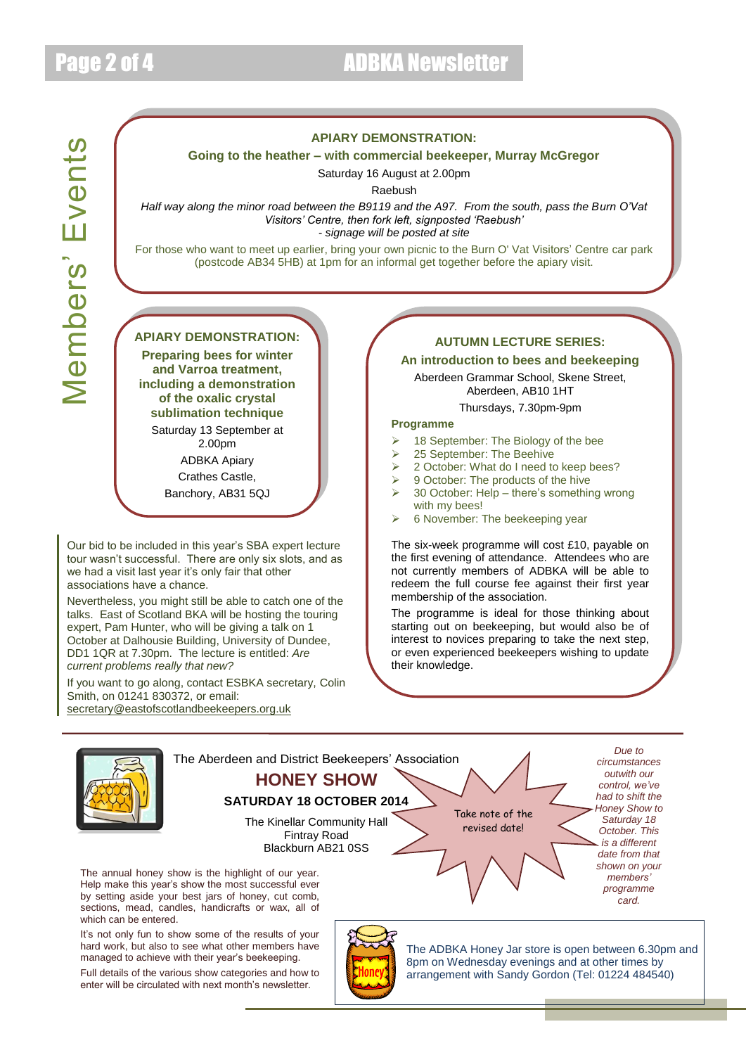# Members' Events

## APIARY DEMONSTRATION:

### Going to the heather – with commercial beekeeper, Murray McGregor

Saturday 16 August at 2.00pm

Raebush

*Half way along the minor road between the B9119 and the A97. From the south, pass the Burn O'Vat Visitors' Centre, then fork left, signposted 'Raebush'*
*- signage will be posted at site*

For those who want to meet up earlier, bring your own picnic to the Burn O' Vat Visitors' Centre car park (postcode AB34 5HB) at 1pm for an informal get together before the apiary visit.

## APIARY DEMONSTRATION:

### Preparing bees for winter and Varroa treatment, including a demonstration of the oxalic crystal sublimation technique

Saturday 13 September at 2.00pm

ADBKA Apiary

Crathes Castle,

Banchory, AB31 5QJ

## AUTUMN LECTURE SERIES:

### An introduction to bees and beekeeping

Aberdeen Grammar School, Skene Street, Aberdeen, AB10 1HT

Thursdays, 7.30pm-9pm

**Programme**

- 18 September: The Biology of the bee
- 25 September: The Beehive
- 2 October: What do I need to keep bees?
- 9 October: The products of the hive
- 30 October: Help – there's something wrong with my bees!
- 6 November: The beekeeping year

The six-week programme will cost £10, payable on the first evening of attendance. Attendees who are not currently members of ADBKA will be able to redeem the full course fee against their first year membership of the association.

The programme is ideal for those thinking about starting out on beekeeping, but would also be of interest to novices preparing to take the next step, or even experienced beekeepers wishing to update their knowledge.

Our bid to be included in this year's SBA expert lecture tour wasn't successful. There are only six slots, and as we had a visit last year it's only fair that other associations have a chance.

Nevertheless, you might still be able to catch one of the talks. East of Scotland BKA will be hosting the touring expert, Pam Hunter, who will be giving a talk on 1 October at Dalhousie Building, University of Dundee, DD1 1QR at 7.30pm. The lecture is entitled: *Are current problems really that new?*

If you want to go along, contact ESBKA secretary, Colin Smith, on 01241 830372, or email: secretary@eastofscotlandbeekeepers.org.uk

---

The Aberdeen and District Beekeepers' Association

## HONEY SHOW

**SATURDAY 18 OCTOBER 2014**

The Kinellar Community Hall
Fintray Road
Blackburn AB21 0SS

Take note of the revised date!

*Due to circumstances outwith our control, we've had to shift the Honey Show to Saturday 18 October. This is a different date from that shown on your members' programme card.*

The annual honey show is the highlight of our year. Help make this year's show the most successful ever by setting aside your best jars of honey, cut comb, sections, mead, candles, handicrafts or wax, all of which can be entered.

It's not only fun to show some of the results of your hard work, but also to see what other members have managed to achieve with their year's beekeeping.

Full details of the various show categories and how to enter will be circulated with next month's newsletter.

The ADBKA Honey Jar store is open between 6.30pm and 8pm on Wednesday evenings and at other times by arrangement with Sandy Gordon (Tel: 01224 484540)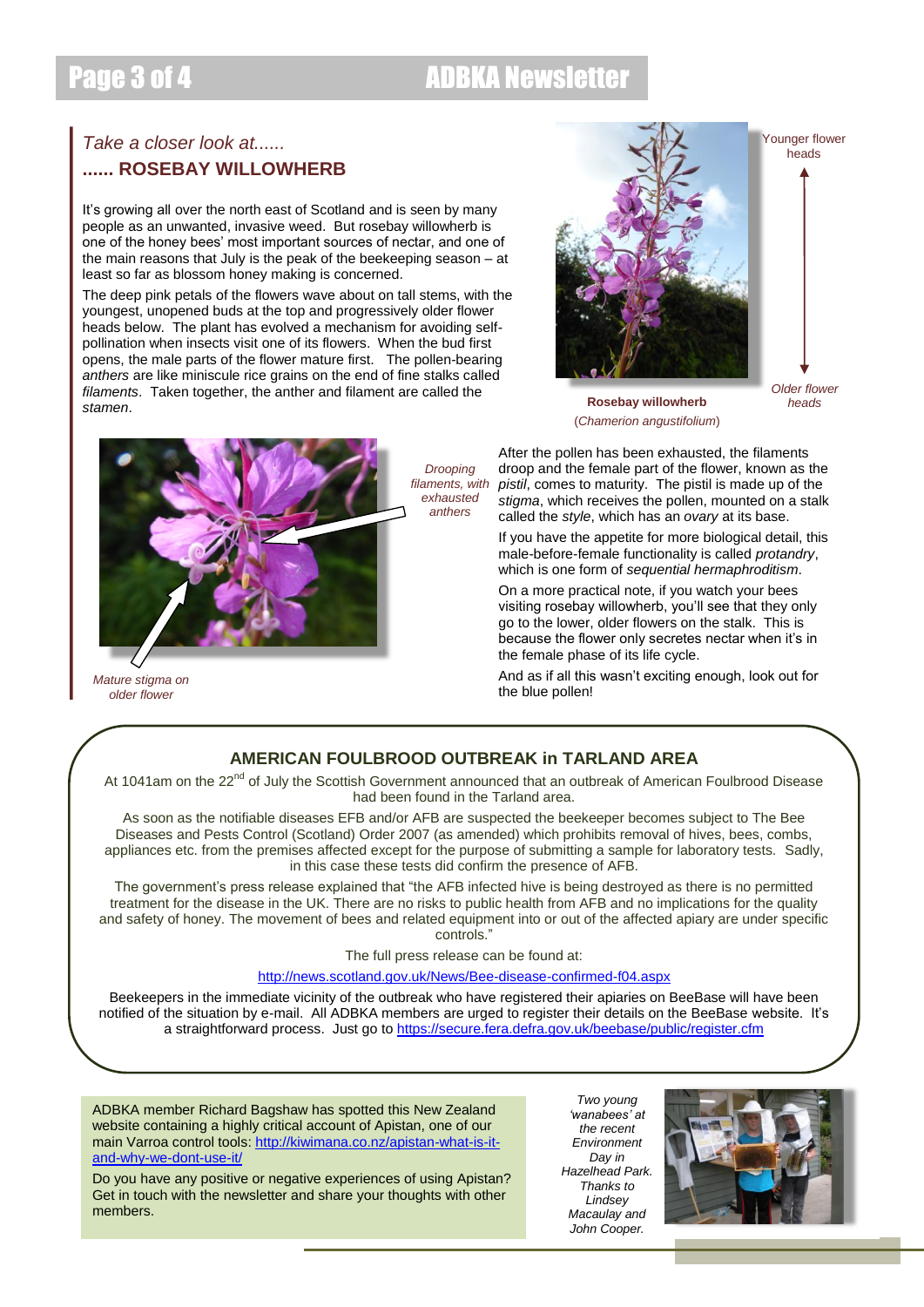*Take a closer look at......*

## ...... ROSEBAY WILLOWHERB

It's growing all over the north east of Scotland and is seen by many people as an unwanted, invasive weed. But rosebay willowherb is one of the honey bees' most important sources of nectar, and one of the main reasons that July is the peak of the beekeeping season – at least so far as blossom honey making is concerned.

The deep pink petals of the flowers wave about on tall stems, with the youngest, unopened buds at the top and progressively older flower heads below. The plant has evolved a mechanism for avoiding self-pollination when insects visit one of its flowers. When the bud first opens, the male parts of the flower mature first. The pollen-bearing *anthers* are like miniscule rice grains on the end of fine stalks called *filaments*. Taken together, the anther and filament are called the *stamen*.

Younger flower heads

Older flower heads

**Rosebay willowherb**
(*Chamerion angustifolium*)

*Drooping filaments, with exhausted anthers*

*Mature stigma on older flower*

After the pollen has been exhausted, the filaments droop and the female part of the flower, known as the *pistil*, comes to maturity. The pistil is made up of the *stigma*, which receives the pollen, mounted on a stalk called the *style*, which has an *ovary* at its base.

If you have the appetite for more biological detail, this male-before-female functionality is called *protandry*, which is one form of *sequential hermaphroditism*.

On a more practical note, if you watch your bees visiting rosebay willowherb, you'll see that they only go to the lower, older flowers on the stalk. This is because the flower only secretes nectar when it's in the female phase of its life cycle.

And as if all this wasn't exciting enough, look out for the blue pollen!

## AMERICAN FOULBROOD OUTBREAK in TARLAND AREA

At 1041am on the 22nd of July the Scottish Government announced that an outbreak of American Foulbrood Disease had been found in the Tarland area.

As soon as the notifiable diseases EFB and/or AFB are suspected the beekeeper becomes subject to The Bee Diseases and Pests Control (Scotland) Order 2007 (as amended) which prohibits removal of hives, bees, combs, appliances etc. from the premises affected except for the purpose of submitting a sample for laboratory tests. Sadly, in this case these tests did confirm the presence of AFB.

The government's press release explained that "the AFB infected hive is being destroyed as there is no permitted treatment for the disease in the UK. There are no risks to public health from AFB and no implications for the quality and safety of honey. The movement of bees and related equipment into or out of the affected apiary are under specific controls."

The full press release can be found at:

http://news.scotland.gov.uk/News/Bee-disease-confirmed-f04.aspx

Beekeepers in the immediate vicinity of the outbreak who have registered their apiaries on BeeBase will have been notified of the situation by e-mail. All ADBKA members are urged to register their details on the BeeBase website. It's a straightforward process. Just go to https://secure.fera.defra.gov.uk/beebase/public/register.cfm

ADBKA member Richard Bagshaw has spotted this New Zealand website containing a highly critical account of Apistan, one of our main Varroa control tools: http://kiwimana.co.nz/apistan-what-is-it-and-why-we-dont-use-it/

Do you have any positive or negative experiences of using Apistan? Get in touch with the newsletter and share your thoughts with other members.

*Two young 'wanabees' at the recent Environment Day in Hazelhead Park. Thanks to Lindsey Macaulay and John Cooper.*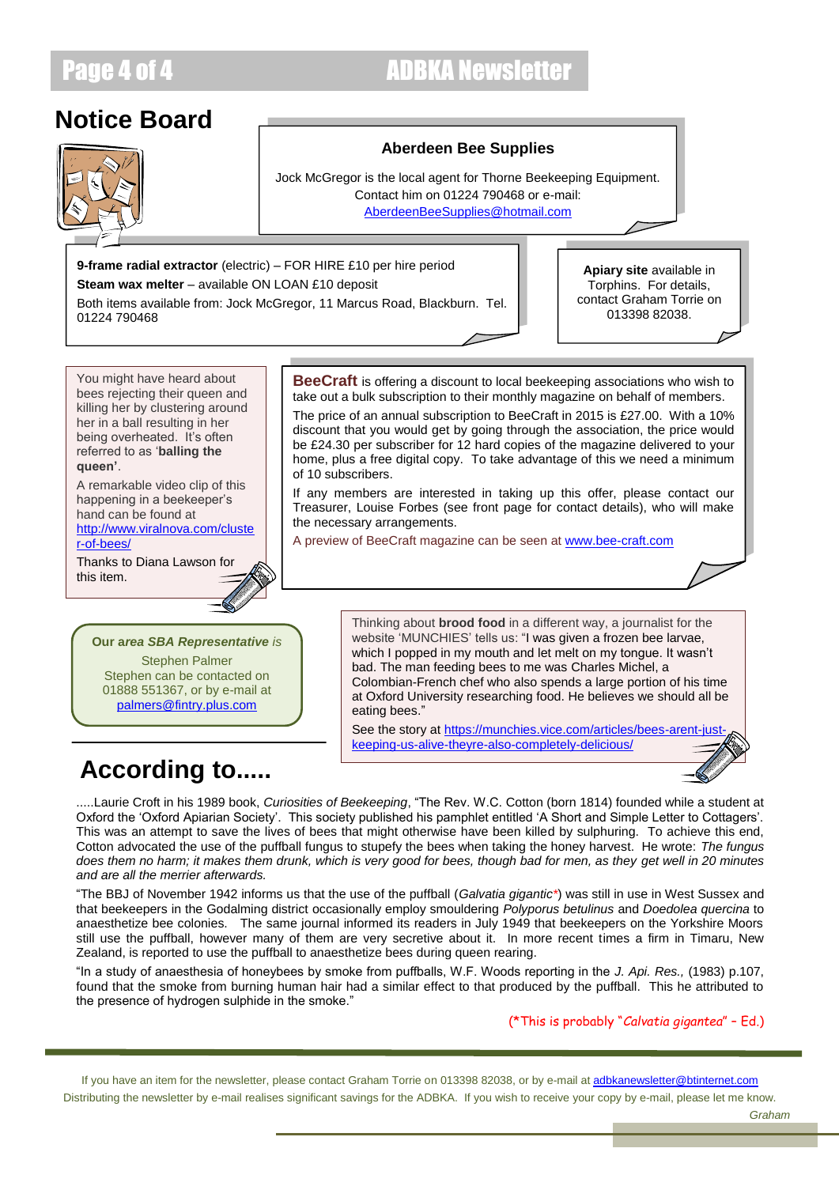## Notice Board

### Aberdeen Bee Supplies

Jock McGregor is the local agent for Thorne Beekeeping Equipment.
Contact him on 01224 790468 or e-mail:
AberdeenBeeSupplies@hotmail.com

**9-frame radial extractor** (electric) – FOR HIRE £10 per hire period
**Steam wax melter** – available ON LOAN £10 deposit
Both items available from: Jock McGregor, 11 Marcus Road, Blackburn. Tel. 01224 790468

**Apiary site** available in Torphins. For details, contact Graham Torrie on 013398 82038.

You might have heard about bees rejecting their queen and killing her by clustering around her in a ball resulting in her being overheated. It's often referred to as '**balling the queen**'.

A remarkable video clip of this happening in a beekeeper's hand can be found at http://www.viralnova.com/cluster-of-bees/

Thanks to Diana Lawson for this item.

**BeeCraft** is offering a discount to local beekeeping associations who wish to take out a bulk subscription to their monthly magazine on behalf of members.

The price of an annual subscription to BeeCraft in 2015 is £27.00. With a 10% discount that you would get by going through the association, the price would be £24.30 per subscriber for 12 hard copies of the magazine delivered to your home, plus a free digital copy. To take advantage of this we need a minimum of 10 subscribers.

If any members are interested in taking up this offer, please contact our Treasurer, Louise Forbes (see front page for contact details), who will make the necessary arrangements.

A preview of BeeCraft magazine can be seen at www.bee-craft.com

**Our area *SBA Representative* is**
Stephen Palmer
Stephen can be contacted on 01888 551367, or by e-mail at palmers@fintry.plus.com

Thinking about **brood food** in a different way, a journalist for the website 'MUNCHIES' tells us: "I was given a frozen bee larvae, which I popped in my mouth and let melt on my tongue. It wasn't bad. The man feeding bees to me was Charles Michel, a Colombian-French chef who also spends a large portion of his time at Oxford University researching food. He believes we should all be eating bees."

See the story at https://munchies.vice.com/articles/bees-arent-just-keeping-us-alive-theyre-also-completely-delicious/

## According to.....

.....Laurie Croft in his 1989 book, *Curiosities of Beekeeping*, "The Rev. W.C. Cotton (born 1814) founded while a student at Oxford the 'Oxford Apiarian Society'. This society published his pamphlet entitled 'A Short and Simple Letter to Cottagers'. This was an attempt to save the lives of bees that might otherwise have been killed by sulphuring. To achieve this end, Cotton advocated the use of the puffball fungus to stupefy the bees when taking the honey harvest. He wrote: *The fungus does them no harm; it makes them drunk, which is very good for bees, though bad for men, as they get well in 20 minutes and are all the merrier afterwards.*

"The BBJ of November 1942 informs us that the use of the puffball (*Galvatia gigantic*\*) was still in use in West Sussex and that beekeepers in the Godalming district occasionally employ smouldering *Polyporus betulinus* and *Doedolea quercina* to anaesthetize bee colonies. The same journal informed its readers in July 1949 that beekeepers on the Yorkshire Moors still use the puffball, however many of them are very secretive about it. In more recent times a firm in Timaru, New Zealand, is reported to use the puffball to anaesthetize bees during queen rearing.

"In a study of anaesthesia of honeybees by smoke from puffballs, W.F. Woods reporting in the *J. Api. Res.*, (1983) p.107, found that the smoke from burning human hair had a similar effect to that produced by the puffball. This he attributed to the presence of hydrogen sulphide in the smoke."

(\*This is probably "*Calvatia gigantea*" – Ed.)

If you have an item for the newsletter, please contact Graham Torrie on 013398 82038, or by e-mail at adbkanewsletter@btinternet.com
Distributing the newsletter by e-mail realises significant savings for the ADBKA. If you wish to receive your copy by e-mail, please let me know.

*Graham*